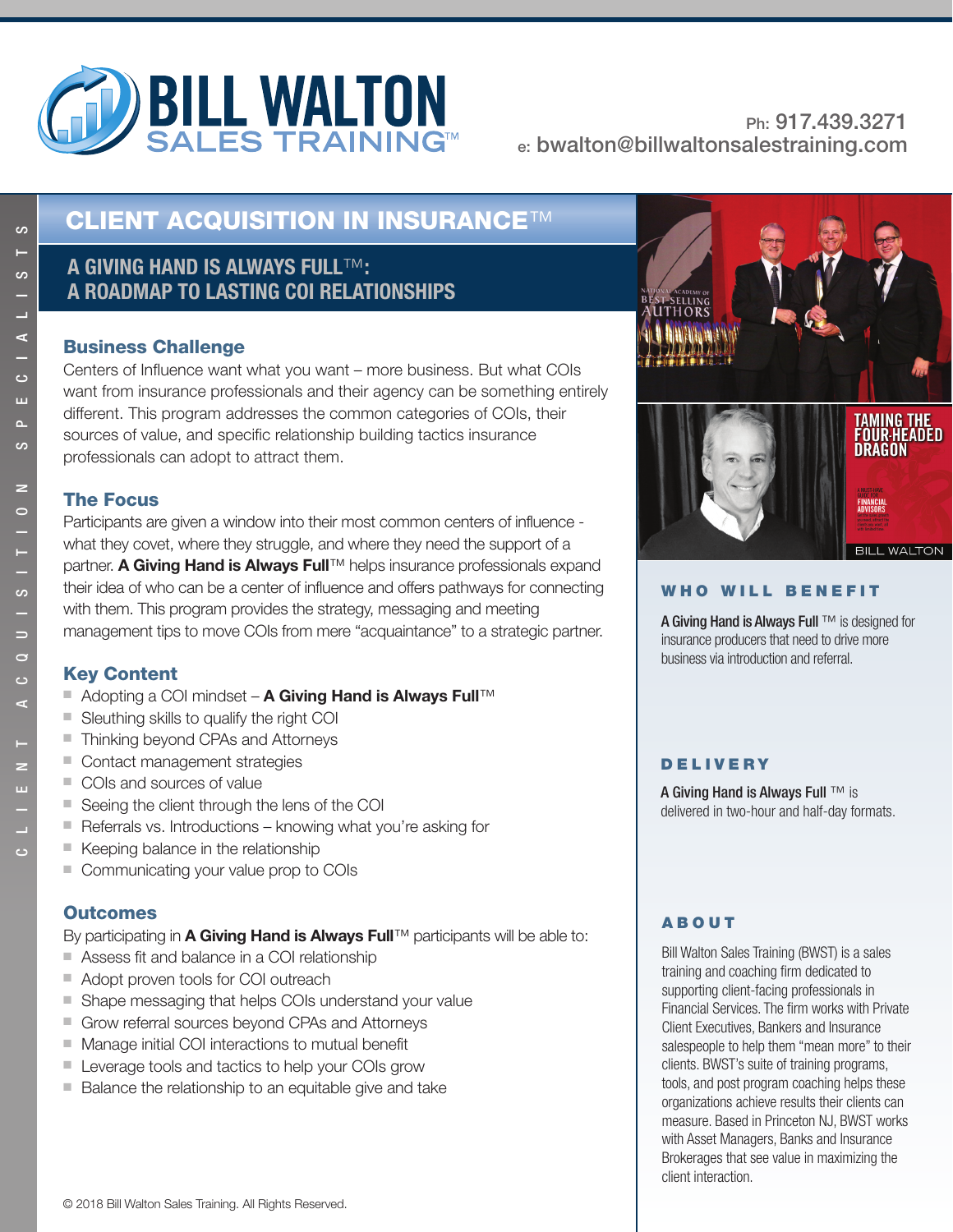# BILL WALTON SALES TRAINING™

Ph: 917.439.3271
e: bwalton@billwaltonsalestraining.com

CLIENT ACQUISITION SPECIALISTS

## CLIENT ACQUISITION IN INSURANCE™

### A GIVING HAND IS ALWAYS FULL™: A ROADMAP TO LASTING COI RELATIONSHIPS

### Business Challenge

Centers of Influence want what you want – more business. But what COIs want from insurance professionals and their agency can be something entirely different. This program addresses the common categories of COIs, their sources of value, and specific relationship building tactics insurance professionals can adopt to attract them.

### The Focus

Participants are given a window into their most common centers of influence - what they covet, where they struggle, and where they need the support of a partner. **A Giving Hand is Always Full**™ helps insurance professionals expand their idea of who can be a center of influence and offers pathways for connecting with them. This program provides the strategy, messaging and meeting management tips to move COIs from mere "acquaintance" to a strategic partner.

### Key Content

- Adopting a COI mindset – **A Giving Hand is Always Full**™
- Sleuthing skills to qualify the right COI
- Thinking beyond CPAs and Attorneys
- Contact management strategies
- COIs and sources of value
- Seeing the client through the lens of the COI
- Referrals vs. Introductions – knowing what you're asking for
- Keeping balance in the relationship
- Communicating your value prop to COIs

### Outcomes

By participating in **A Giving Hand is Always Full**™ participants will be able to:

- Assess fit and balance in a COI relationship
- Adopt proven tools for COI outreach
- Shape messaging that helps COIs understand your value
- Grow referral sources beyond CPAs and Attorneys
- Manage initial COI interactions to mutual benefit
- Leverage tools and tactics to help your COIs grow
- Balance the relationship to an equitable give and take

### WHO WILL BENEFIT

**A Giving Hand is Always Full** ™ is designed for insurance producers that need to drive more business via introduction and referral.

### DELIVERY

**A Giving Hand is Always Full** ™ is delivered in two-hour and half-day formats.

### ABOUT

Bill Walton Sales Training (BWST) is a sales training and coaching firm dedicated to supporting client-facing professionals in Financial Services. The firm works with Private Client Executives, Bankers and Insurance salespeople to help them "mean more" to their clients. BWST's suite of training programs, tools, and post program coaching helps these organizations achieve results their clients can measure. Based in Princeton NJ, BWST works with Asset Managers, Banks and Insurance Brokerages that see value in maximizing the client interaction.

© 2018 Bill Walton Sales Training. All Rights Reserved.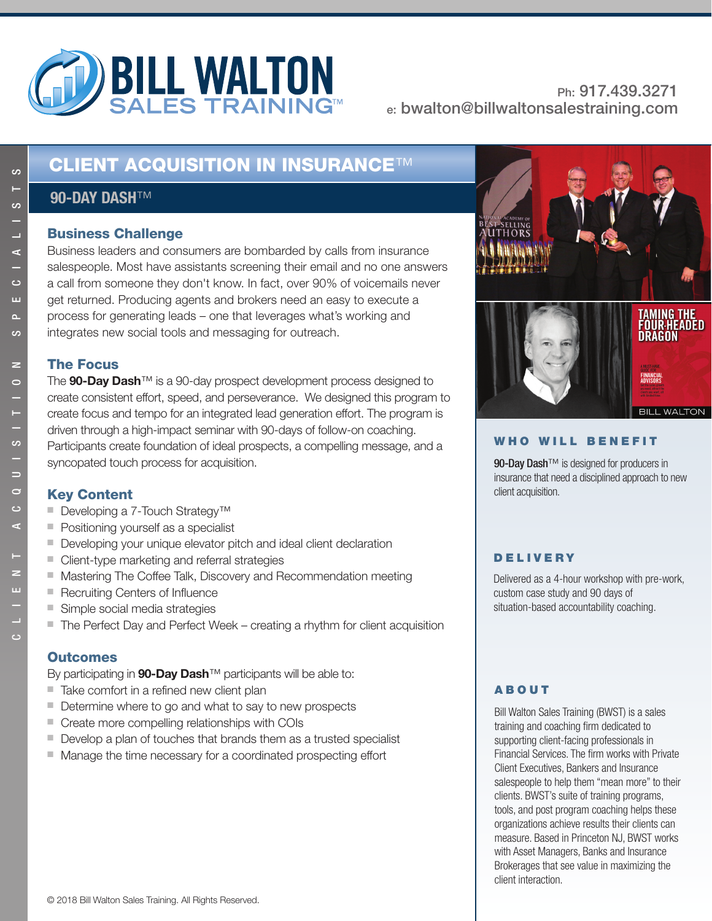BILL WALTON SALES TRAINING™

Ph: 917.439.3271
e: bwalton@billwaltonsalestraining.com

CLIENT ACQUISITION SPECIALISTS

# CLIENT ACQUISITION IN INSURANCE™

## 90-DAY DASH™

### Business Challenge

Business leaders and consumers are bombarded by calls from insurance salespeople. Most have assistants screening their email and no one answers a call from someone they don't know. In fact, over 90% of voicemails never get returned. Producing agents and brokers need an easy to execute a process for generating leads – one that leverages what's working and integrates new social tools and messaging for outreach.

### The Focus

The **90-Day Dash**™ is a 90-day prospect development process designed to create consistent effort, speed, and perseverance. We designed this program to create focus and tempo for an integrated lead generation effort. The program is driven through a high-impact seminar with 90-days of follow-on coaching. Participants create foundation of ideal prospects, a compelling message, and a syncopated touch process for acquisition.

### Key Content

- Developing a 7-Touch Strategy™
- Positioning yourself as a specialist
- Developing your unique elevator pitch and ideal client declaration
- Client-type marketing and referral strategies
- Mastering The Coffee Talk, Discovery and Recommendation meeting
- Recruiting Centers of Influence
- Simple social media strategies
- The Perfect Day and Perfect Week – creating a rhythm for client acquisition

### Outcomes

By participating in **90-Day Dash**™ participants will be able to:

- Take comfort in a refined new client plan
- Determine where to go and what to say to new prospects
- Create more compelling relationships with COIs
- Develop a plan of touches that brands them as a trusted specialist
- Manage the time necessary for a coordinated prospecting effort

### WHO WILL BENEFIT

**90-Day Dash**™ is designed for producers in insurance that need a disciplined approach to new client acquisition.

### DELIVERY

Delivered as a 4-hour workshop with pre-work, custom case study and 90 days of situation-based accountability coaching.

### ABOUT

Bill Walton Sales Training (BWST) is a sales training and coaching firm dedicated to supporting client-facing professionals in Financial Services. The firm works with Private Client Executives, Bankers and Insurance salespeople to help them "mean more" to their clients. BWST's suite of training programs, tools, and post program coaching helps these organizations achieve results their clients can measure. Based in Princeton NJ, BWST works with Asset Managers, Banks and Insurance Brokerages that see value in maximizing the client interaction.

© 2018 Bill Walton Sales Training. All Rights Reserved.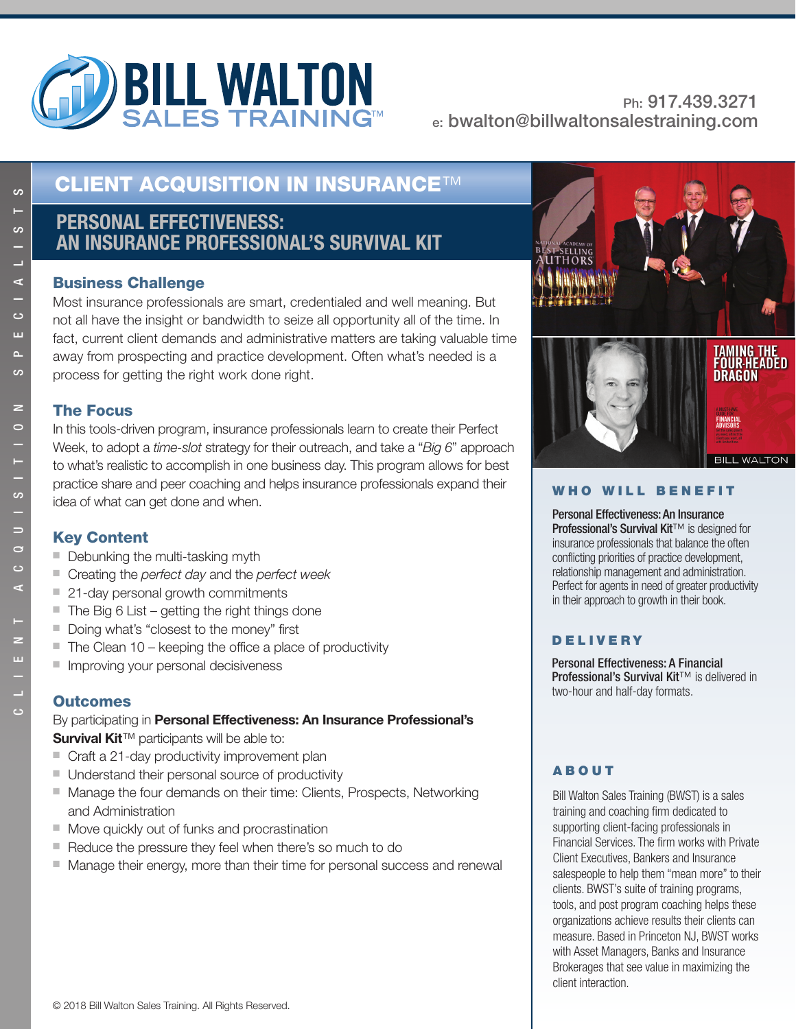# BILL WALTON SALES TRAINING™

Ph: 917.439.3271
e: bwalton@billwaltonsalestraining.com

## CLIENT ACQUISITION IN INSURANCE™

## PERSONAL EFFECTIVENESS: AN INSURANCE PROFESSIONAL'S SURVIVAL KIT

### Business Challenge

Most insurance professionals are smart, credentialed and well meaning. But not all have the insight or bandwidth to seize all opportunity all of the time. In fact, current client demands and administrative matters are taking valuable time away from prospecting and practice development. Often what's needed is a process for getting the right work done right.

### The Focus

In this tools-driven program, insurance professionals learn to create their Perfect Week, to adopt a *time-slot* strategy for their outreach, and take a "*Big 6*" approach to what's realistic to accomplish in one business day. This program allows for best practice share and peer coaching and helps insurance professionals expand their idea of what can get done and when.

### Key Content

- Debunking the multi-tasking myth
- Creating the *perfect day* and the *perfect week*
- 21-day personal growth commitments
- The Big 6 List – getting the right things done
- Doing what's "closest to the money" first
- The Clean 10 – keeping the office a place of productivity
- Improving your personal decisiveness

### Outcomes

By participating in **Personal Effectiveness: An Insurance Professional's Survival Kit**™ participants will be able to:

- Craft a 21-day productivity improvement plan
- Understand their personal source of productivity
- Manage the four demands on their time: Clients, Prospects, Networking and Administration
- Move quickly out of funks and procrastination
- Reduce the pressure they feel when there's so much to do
- Manage their energy, more than their time for personal success and renewal

### WHO WILL BENEFIT

**Personal Effectiveness: An Insurance Professional's Survival Kit**™ is designed for insurance professionals that balance the often conflicting priorities of practice development, relationship management and administration. Perfect for agents in need of greater productivity in their approach to growth in their book.

### DELIVERY

**Personal Effectiveness: A Financial Professional's Survival Kit**™ is delivered in two-hour and half-day formats.

### ABOUT

Bill Walton Sales Training (BWST) is a sales training and coaching firm dedicated to supporting client-facing professionals in Financial Services. The firm works with Private Client Executives, Bankers and Insurance salespeople to help them "mean more" to their clients. BWST's suite of training programs, tools, and post program coaching helps these organizations achieve results their clients can measure. Based in Princeton NJ, BWST works with Asset Managers, Banks and Insurance Brokerages that see value in maximizing the client interaction.

© 2018 Bill Walton Sales Training. All Rights Reserved.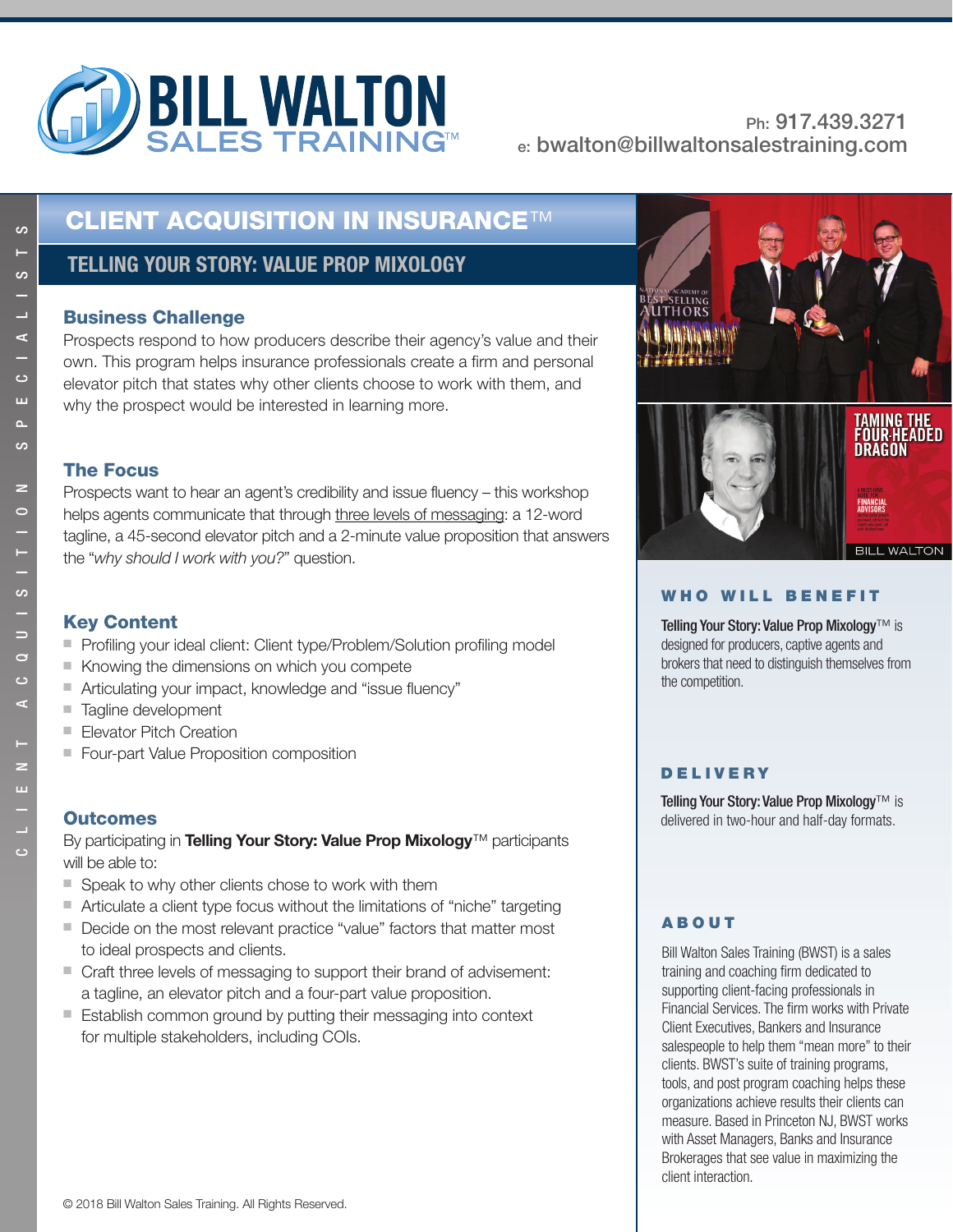# BILL WALTON SALES TRAINING™

Ph: 917.439.3271
e: bwalton@billwaltonsalestraining.com

CLIENT ACQUISITION SPECIALISTS

## CLIENT ACQUISITION IN INSURANCE™

## TELLING YOUR STORY: VALUE PROP MIXOLOGY

### Business Challenge

Prospects respond to how producers describe their agency's value and their own. This program helps insurance professionals create a firm and personal elevator pitch that states why other clients choose to work with them, and why the prospect would be interested in learning more.

### The Focus

Prospects want to hear an agent's credibility and issue fluency – this workshop helps agents communicate that through three levels of messaging: a 12-word tagline, a 45-second elevator pitch and a 2-minute value proposition that answers the "*why should I work with you?*" question.

### Key Content

- Profiling your ideal client: Client type/Problem/Solution profiling model
- Knowing the dimensions on which you compete
- Articulating your impact, knowledge and "issue fluency"
- Tagline development
- Elevator Pitch Creation
- Four-part Value Proposition composition

### Outcomes

By participating in **Telling Your Story: Value Prop Mixology**™ participants will be able to:

- Speak to why other clients chose to work with them
- Articulate a client type focus without the limitations of "niche" targeting
- Decide on the most relevant practice "value" factors that matter most to ideal prospects and clients.
- Craft three levels of messaging to support their brand of advisement: a tagline, an elevator pitch and a four-part value proposition.
- Establish common ground by putting their messaging into context for multiple stakeholders, including COIs.

### WHO WILL BENEFIT

**Telling Your Story: Value Prop Mixology**™ is designed for producers, captive agents and brokers that need to distinguish themselves from the competition.

### DELIVERY

**Telling Your Story: Value Prop Mixology**™ is delivered in two-hour and half-day formats.

### ABOUT

Bill Walton Sales Training (BWST) is a sales training and coaching firm dedicated to supporting client-facing professionals in Financial Services. The firm works with Private Client Executives, Bankers and Insurance salespeople to help them "mean more" to their clients. BWST's suite of training programs, tools, and post program coaching helps these organizations achieve results their clients can measure. Based in Princeton NJ, BWST works with Asset Managers, Banks and Insurance Brokerages that see value in maximizing the client interaction.

© 2018 Bill Walton Sales Training. All Rights Reserved.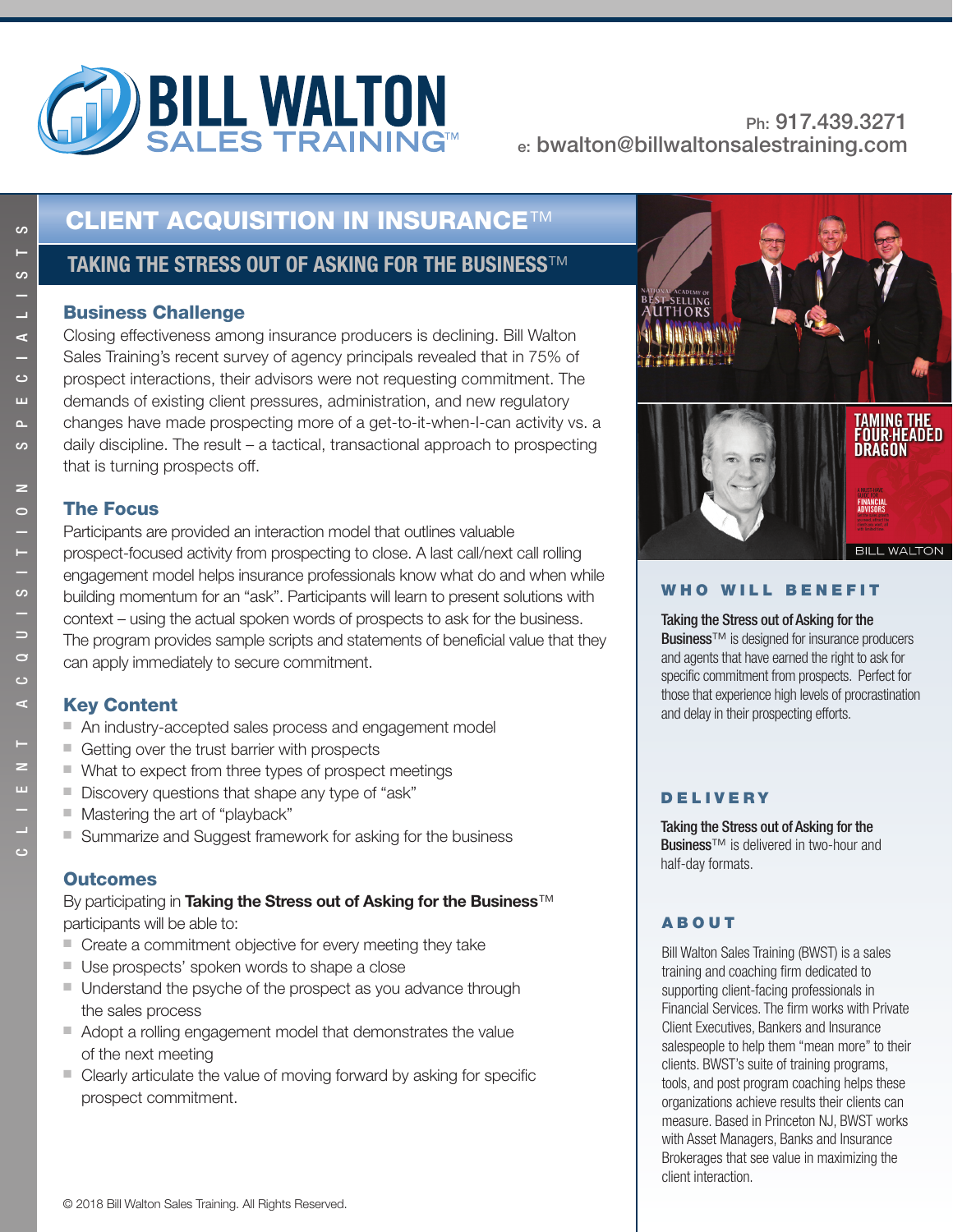# BILL WALTON SALES TRAINING™

Ph: 917.439.3271
e: bwalton@billwaltonsalestraining.com

CLIENT ACQUISITION SPECIALISTS

## CLIENT ACQUISITION IN INSURANCE™

## TAKING THE STRESS OUT OF ASKING FOR THE BUSINESS™

### Business Challenge

Closing effectiveness among insurance producers is declining. Bill Walton Sales Training's recent survey of agency principals revealed that in 75% of prospect interactions, their advisors were not requesting commitment. The demands of existing client pressures, administration, and new regulatory changes have made prospecting more of a get-to-it-when-I-can activity vs. a daily discipline. The result – a tactical, transactional approach to prospecting that is turning prospects off.

### The Focus

Participants are provided an interaction model that outlines valuable prospect-focused activity from prospecting to close. A last call/next call rolling engagement model helps insurance professionals know what do and when while building momentum for an "ask". Participants will learn to present solutions with context – using the actual spoken words of prospects to ask for the business. The program provides sample scripts and statements of beneficial value that they can apply immediately to secure commitment.

### Key Content

- An industry-accepted sales process and engagement model
- Getting over the trust barrier with prospects
- What to expect from three types of prospect meetings
- Discovery questions that shape any type of "ask"
- Mastering the art of "playback"
- Summarize and Suggest framework for asking for the business

### Outcomes

By participating in **Taking the Stress out of Asking for the Business**™ participants will be able to:

- Create a commitment objective for every meeting they take
- Use prospects' spoken words to shape a close
- Understand the psyche of the prospect as you advance through the sales process
- Adopt a rolling engagement model that demonstrates the value of the next meeting
- Clearly articulate the value of moving forward by asking for specific prospect commitment.

TAMING THE FOUR-HEADED DRAGON

BILL WALTON

### WHO WILL BENEFIT

**Taking the Stress out of Asking for the Business**™ is designed for insurance producers and agents that have earned the right to ask for specific commitment from prospects. Perfect for those that experience high levels of procrastination and delay in their prospecting efforts.

### DELIVERY

**Taking the Stress out of Asking for the Business**™ is delivered in two-hour and half-day formats.

### ABOUT

Bill Walton Sales Training (BWST) is a sales training and coaching firm dedicated to supporting client-facing professionals in Financial Services. The firm works with Private Client Executives, Bankers and Insurance salespeople to help them "mean more" to their clients. BWST's suite of training programs, tools, and post program coaching helps these organizations achieve results their clients can measure. Based in Princeton NJ, BWST works with Asset Managers, Banks and Insurance Brokerages that see value in maximizing the client interaction.

© 2018 Bill Walton Sales Training. All Rights Reserved.